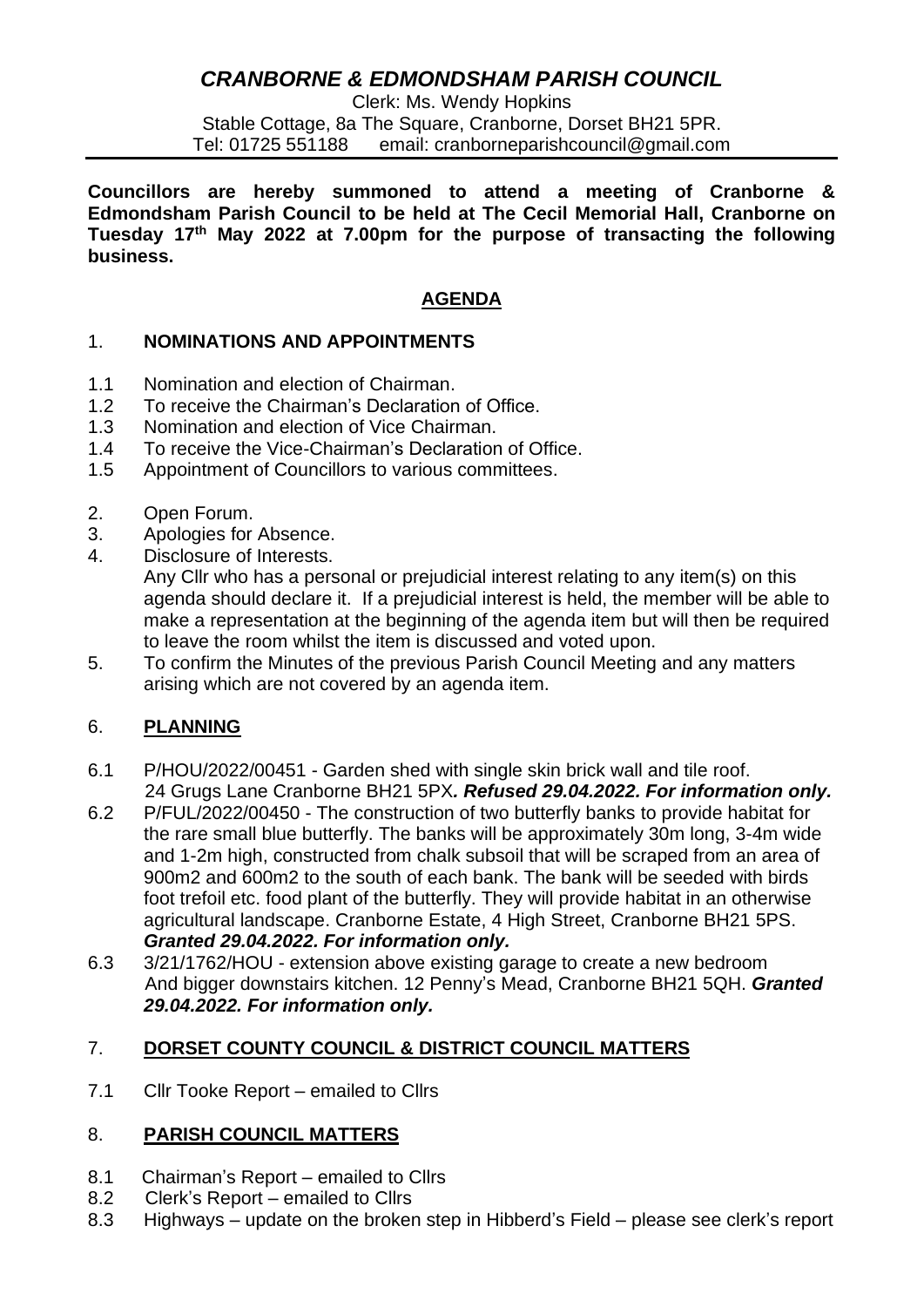# *CRANBORNE & EDMONDSHAM PARISH COUNCIL*

Clerk: Ms. Wendy Hopkins
Stable Cottage, 8a The Square, Cranborne, Dorset BH21 5PR.
Tel: 01725 551188 email: cranborneparishcouncil@gmail.com

**Councillors are hereby summoned to attend a meeting of Cranborne & Edmondsham Parish Council to be held at The Cecil Memorial Hall, Cranborne on Tuesday 17th May 2022 at 7.00pm for the purpose of transacting the following business.**

## AGENDA

1. **NOMINATIONS AND APPOINTMENTS**

1.1 Nomination and election of Chairman.
1.2 To receive the Chairman's Declaration of Office.
1.3 Nomination and election of Vice Chairman.
1.4 To receive the Vice-Chairman's Declaration of Office.
1.5 Appointment of Councillors to various committees.

2. Open Forum.
3. Apologies for Absence.
4. Disclosure of Interests.
   Any Cllr who has a personal or prejudicial interest relating to any item(s) on this agenda should declare it. If a prejudicial interest is held, the member will be able to make a representation at the beginning of the agenda item but will then be required to leave the room whilst the item is discussed and voted upon.
5. To confirm the Minutes of the previous Parish Council Meeting and any matters arising which are not covered by an agenda item.

6. **PLANNING**

6.1 P/HOU/2022/00451 - Garden shed with single skin brick wall and tile roof. 24 Grugs Lane Cranborne BH21 5PX*. **Refused 29.04.2022. For information only.***
6.2 P/FUL/2022/00450 - The construction of two butterfly banks to provide habitat for the rare small blue butterfly. The banks will be approximately 30m long, 3-4m wide and 1-2m high, constructed from chalk subsoil that will be scraped from an area of 900m2 and 600m2 to the south of each bank. The bank will be seeded with birds foot trefoil etc. food plant of the butterfly. They will provide habitat in an otherwise agricultural landscape. Cranborne Estate, 4 High Street, Cranborne BH21 5PS. ***Granted 29.04.2022. For information only.***
6.3 3/21/1762/HOU - extension above existing garage to create a new bedroom And bigger downstairs kitchen. 12 Penny's Mead, Cranborne BH21 5QH. ***Granted 29.04.2022. For information only.***

7. **DORSET COUNTY COUNCIL & DISTRICT COUNCIL MATTERS**

7.1 Cllr Tooke Report – emailed to Cllrs

8. **PARISH COUNCIL MATTERS**

8.1 Chairman's Report – emailed to Cllrs
8.2 Clerk's Report – emailed to Cllrs
8.3 Highways – update on the broken step in Hibberd's Field – please see clerk's report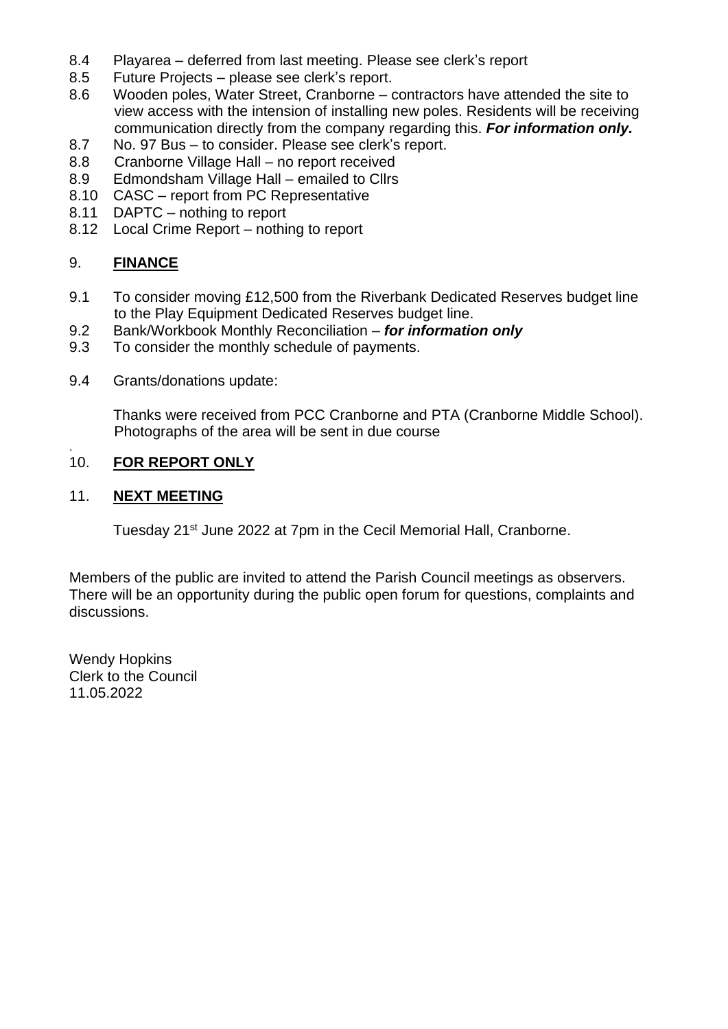8.4 Playarea – deferred from last meeting. Please see clerk's report
8.5 Future Projects – please see clerk's report.
8.6 Wooden poles, Water Street, Cranborne – contractors have attended the site to view access with the intension of installing new poles. Residents will be receiving communication directly from the company regarding this. ***For information only.***
8.7 No. 97 Bus – to consider. Please see clerk's report.
8.8 Cranborne Village Hall – no report received
8.9 Edmondsham Village Hall – emailed to Cllrs
8.10 CASC – report from PC Representative
8.11 DAPTC – nothing to report
8.12 Local Crime Report – nothing to report

## 9. **FINANCE**

9.1 To consider moving £12,500 from the Riverbank Dedicated Reserves budget line to the Play Equipment Dedicated Reserves budget line.
9.2 Bank/Workbook Monthly Reconciliation – ***for information only***
9.3 To consider the monthly schedule of payments.

9.4 Grants/donations update:

Thanks were received from PCC Cranborne and PTA (Cranborne Middle School). Photographs of the area will be sent in due course

## 10. **FOR REPORT ONLY**

## 11. **NEXT MEETING**

Tuesday 21st June 2022 at 7pm in the Cecil Memorial Hall, Cranborne.

Members of the public are invited to attend the Parish Council meetings as observers. There will be an opportunity during the public open forum for questions, complaints and discussions.

Wendy Hopkins
Clerk to the Council
11.05.2022